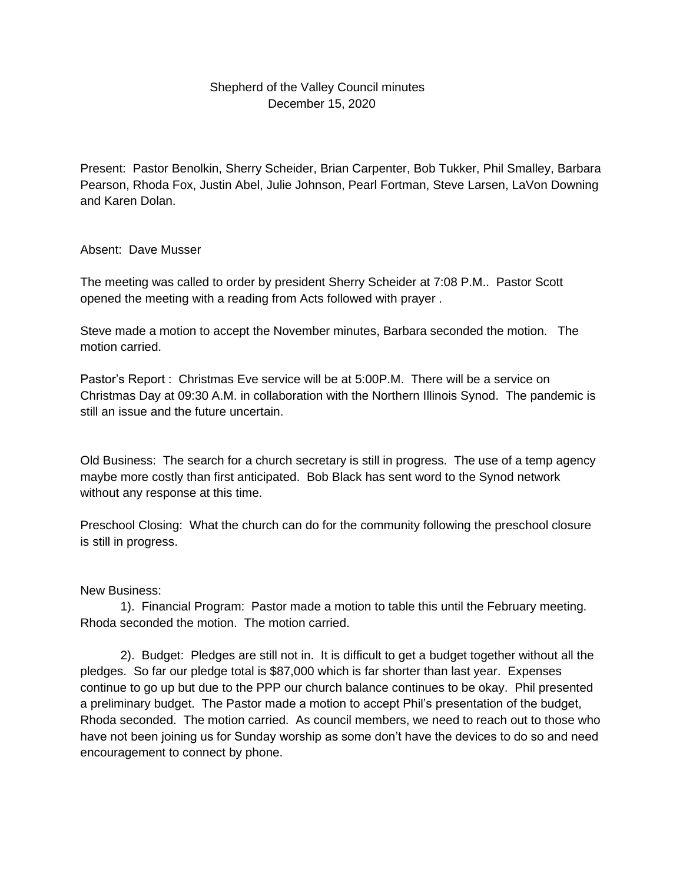# Shepherd of the Valley Council minutes
## December 15, 2020

Present: Pastor Benolkin, Sherry Scheider, Brian Carpenter, Bob Tukker, Phil Smalley, Barbara Pearson, Rhoda Fox, Justin Abel, Julie Johnson, Pearl Fortman, Steve Larsen, LaVon Downing and Karen Dolan.

Absent: Dave Musser

The meeting was called to order by president Sherry Scheider at 7:08 P.M.. Pastor Scott opened the meeting with a reading from Acts followed with prayer .

Steve made a motion to accept the November minutes, Barbara seconded the motion. The motion carried.

Pastor's Report : Christmas Eve service will be at 5:00P.M. There will be a service on Christmas Day at 09:30 A.M. in collaboration with the Northern Illinois Synod. The pandemic is still an issue and the future uncertain.

Old Business: The search for a church secretary is still in progress. The use of a temp agency maybe more costly than first anticipated. Bob Black has sent word to the Synod network without any response at this time.

Preschool Closing: What the church can do for the community following the preschool closure is still in progress.

New Business:

1). Financial Program: Pastor made a motion to table this until the February meeting. Rhoda seconded the motion. The motion carried.

2). Budget: Pledges are still not in. It is difficult to get a budget together without all the pledges. So far our pledge total is $87,000 which is far shorter than last year. Expenses continue to go up but due to the PPP our church balance continues to be okay. Phil presented a preliminary budget. The Pastor made a motion to accept Phil's presentation of the budget, Rhoda seconded. The motion carried. As council members, we need to reach out to those who have not been joining us for Sunday worship as some don't have the devices to do so and need encouragement to connect by phone.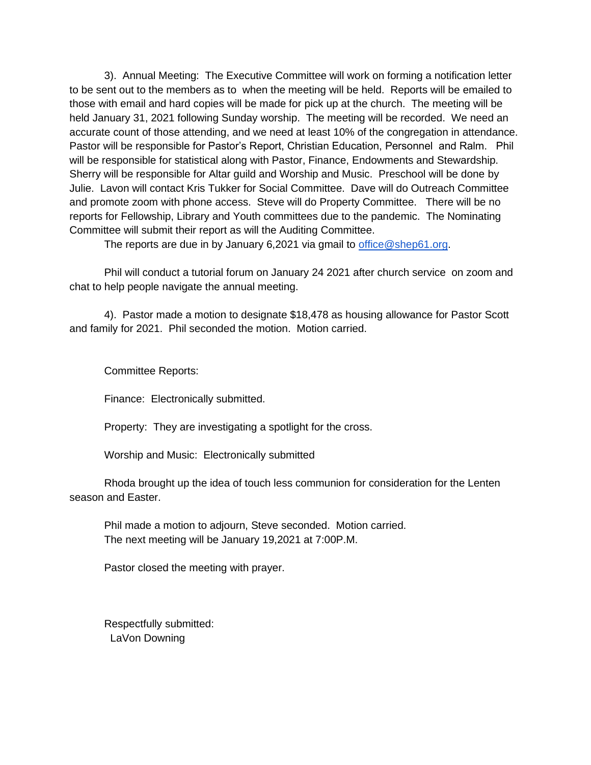3). Annual Meeting: The Executive Committee will work on forming a notification letter to be sent out to the members as to when the meeting will be held. Reports will be emailed to those with email and hard copies will be made for pick up at the church. The meeting will be held January 31, 2021 following Sunday worship. The meeting will be recorded. We need an accurate count of those attending, and we need at least 10% of the congregation in attendance. Pastor will be responsible for Pastor's Report, Christian Education, Personnel and Ralm. Phil will be responsible for statistical along with Pastor, Finance, Endowments and Stewardship. Sherry will be responsible for Altar guild and Worship and Music. Preschool will be done by Julie. Lavon will contact Kris Tukker for Social Committee. Dave will do Outreach Committee and promote zoom with phone access. Steve will do Property Committee. There will be no reports for Fellowship, Library and Youth committees due to the pandemic. The Nominating Committee will submit their report as will the Auditing Committee.

The reports are due in by January 6,2021 via gmail to office@shep61.org.

Phil will conduct a tutorial forum on January 24 2021 after church service on zoom and chat to help people navigate the annual meeting.

4). Pastor made a motion to designate $18,478 as housing allowance for Pastor Scott and family for 2021. Phil seconded the motion. Motion carried.

Committee Reports:

Finance: Electronically submitted.

Property: They are investigating a spotlight for the cross.

Worship and Music: Electronically submitted

Rhoda brought up the idea of touch less communion for consideration for the Lenten season and Easter.

Phil made a motion to adjourn, Steve seconded. Motion carried.
The next meeting will be January 19,2021 at 7:00P.M.

Pastor closed the meeting with prayer.

Respectfully submitted:
LaVon Downing